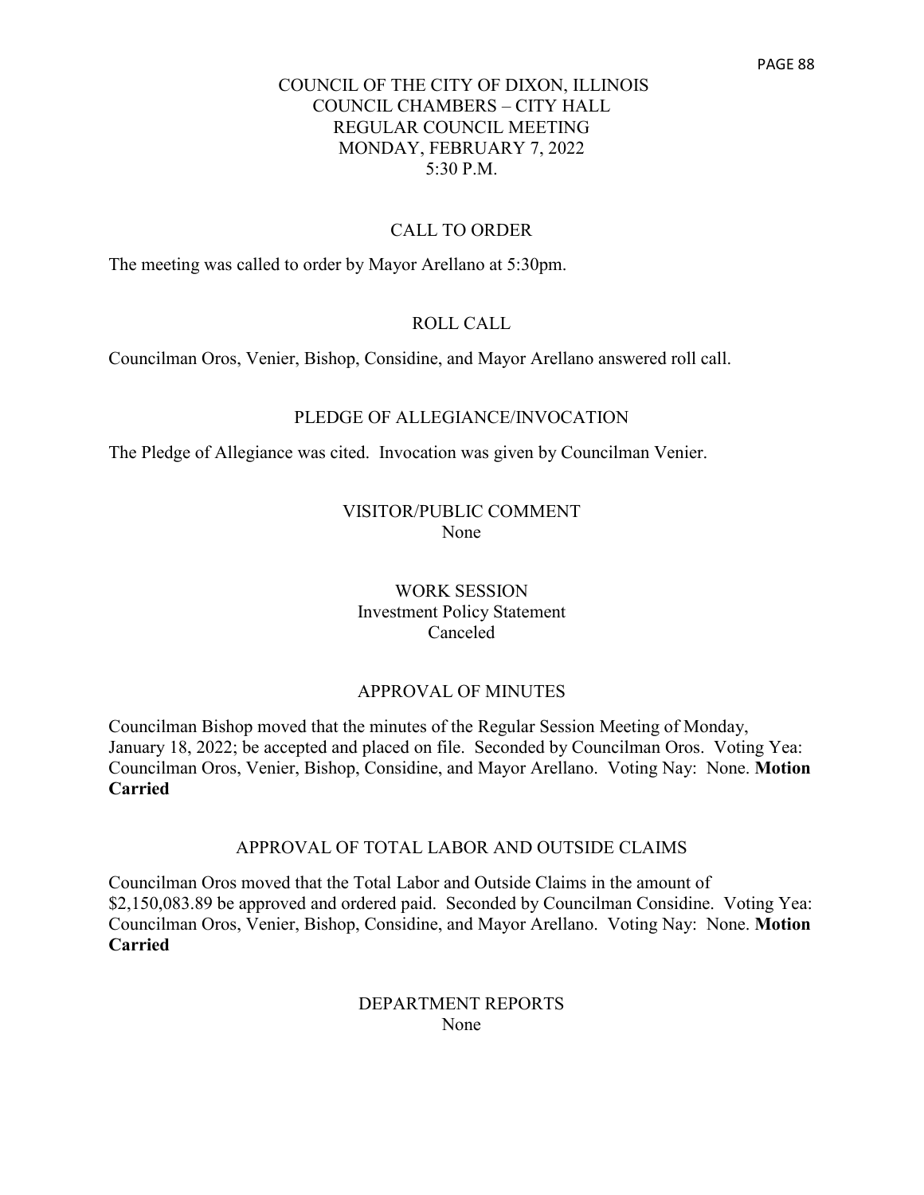# COUNCIL OF THE CITY OF DIXON, ILLINOIS
## COUNCIL CHAMBERS – CITY HALL
## REGULAR COUNCIL MEETING
## MONDAY, FEBRUARY 7, 2022
## 5:30 P.M.

### CALL TO ORDER

The meeting was called to order by Mayor Arellano at 5:30pm.

### ROLL CALL

Councilman Oros, Venier, Bishop, Considine, and Mayor Arellano answered roll call.

### PLEDGE OF ALLEGIANCE/INVOCATION

The Pledge of Allegiance was cited. Invocation was given by Councilman Venier.

### VISITOR/PUBLIC COMMENT

None

### WORK SESSION

Investment Policy Statement

Canceled

### APPROVAL OF MINUTES

Councilman Bishop moved that the minutes of the Regular Session Meeting of Monday, January 18, 2022; be accepted and placed on file. Seconded by Councilman Oros. Voting Yea: Councilman Oros, Venier, Bishop, Considine, and Mayor Arellano. Voting Nay: None. **Motion Carried**

### APPROVAL OF TOTAL LABOR AND OUTSIDE CLAIMS

Councilman Oros moved that the Total Labor and Outside Claims in the amount of $2,150,083.89 be approved and ordered paid. Seconded by Councilman Considine. Voting Yea: Councilman Oros, Venier, Bishop, Considine, and Mayor Arellano. Voting Nay: None. **Motion Carried**

### DEPARTMENT REPORTS

None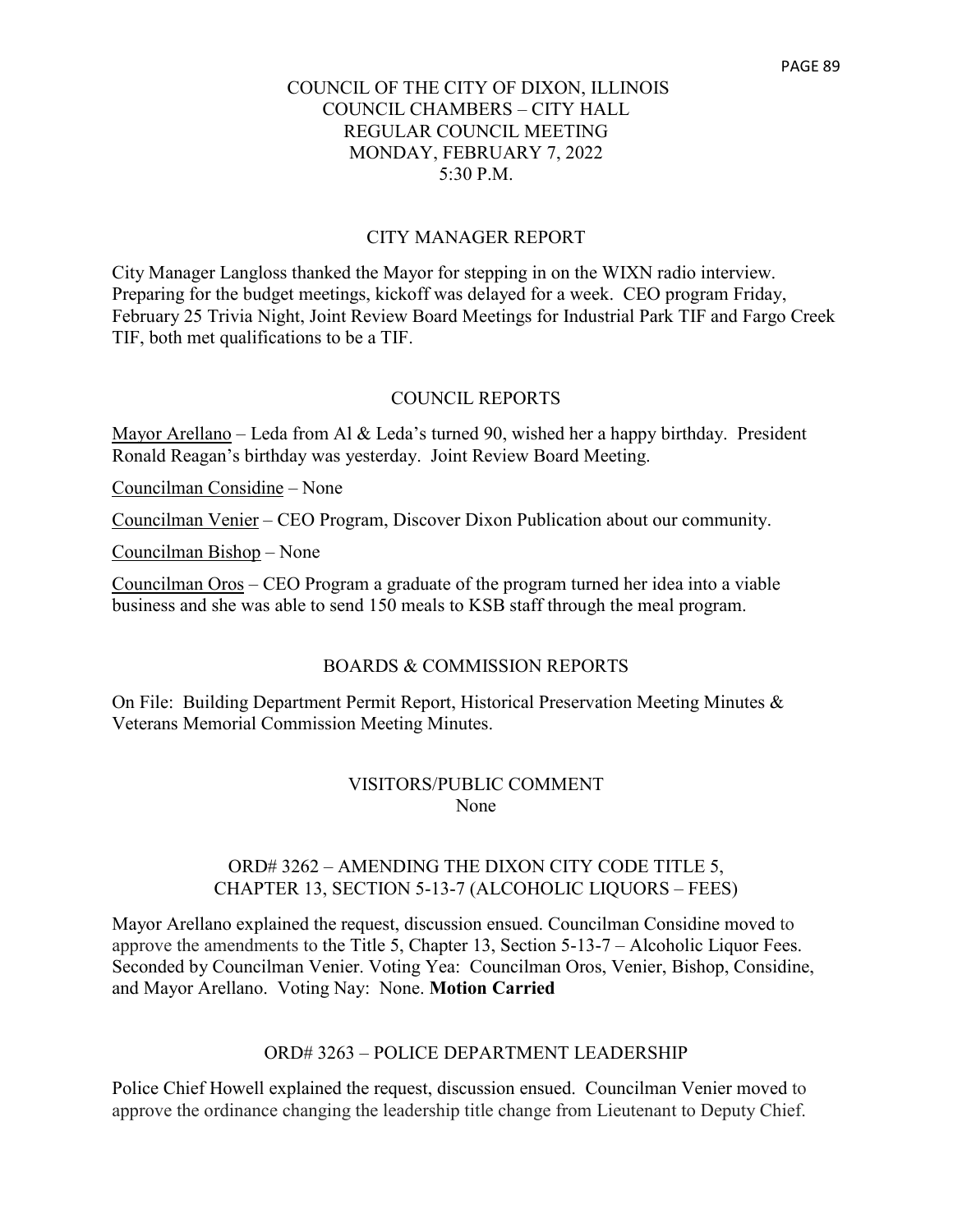COUNCIL OF THE CITY OF DIXON, ILLINOIS
COUNCIL CHAMBERS – CITY HALL
REGULAR COUNCIL MEETING
MONDAY, FEBRUARY 7, 2022
5:30 P.M.

## CITY MANAGER REPORT

City Manager Langloss thanked the Mayor for stepping in on the WIXN radio interview. Preparing for the budget meetings, kickoff was delayed for a week. CEO program Friday, February 25 Trivia Night, Joint Review Board Meetings for Industrial Park TIF and Fargo Creek TIF, both met qualifications to be a TIF.

## COUNCIL REPORTS

Mayor Arellano – Leda from Al & Leda's turned 90, wished her a happy birthday. President Ronald Reagan's birthday was yesterday. Joint Review Board Meeting.

Councilman Considine – None

Councilman Venier – CEO Program, Discover Dixon Publication about our community.

Councilman Bishop – None

Councilman Oros – CEO Program a graduate of the program turned her idea into a viable business and she was able to send 150 meals to KSB staff through the meal program.

## BOARDS & COMMISSION REPORTS

On File: Building Department Permit Report, Historical Preservation Meeting Minutes & Veterans Memorial Commission Meeting Minutes.

## VISITORS/PUBLIC COMMENT

None

## ORD# 3262 – AMENDING THE DIXON CITY CODE TITLE 5, CHAPTER 13, SECTION 5-13-7 (ALCOHOLIC LIQUORS – FEES)

Mayor Arellano explained the request, discussion ensued. Councilman Considine moved to approve the amendments to the Title 5, Chapter 13, Section 5-13-7 – Alcoholic Liquor Fees. Seconded by Councilman Venier. Voting Yea: Councilman Oros, Venier, Bishop, Considine, and Mayor Arellano. Voting Nay: None. **Motion Carried**

## ORD# 3263 – POLICE DEPARTMENT LEADERSHIP

Police Chief Howell explained the request, discussion ensued. Councilman Venier moved to approve the ordinance changing the leadership title change from Lieutenant to Deputy Chief.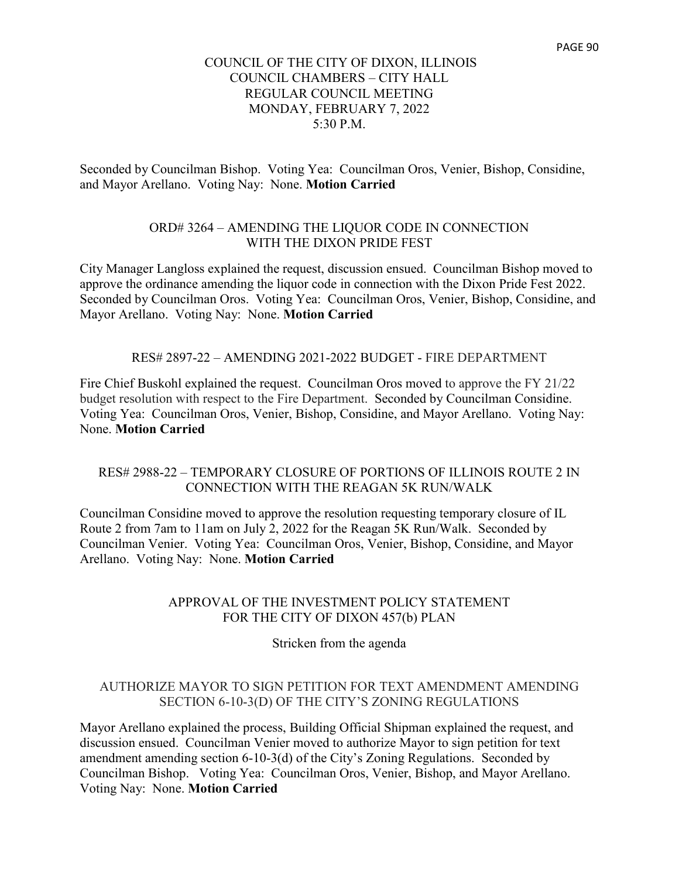Seconded by Councilman Bishop. Voting Yea: Councilman Oros, Venier, Bishop, Considine, and Mayor Arellano. Voting Nay: None. **Motion Carried**

## ORD# 3264 – AMENDING THE LIQUOR CODE IN CONNECTION WITH THE DIXON PRIDE FEST

City Manager Langloss explained the request, discussion ensued. Councilman Bishop moved to approve the ordinance amending the liquor code in connection with the Dixon Pride Fest 2022. Seconded by Councilman Oros. Voting Yea: Councilman Oros, Venier, Bishop, Considine, and Mayor Arellano. Voting Nay: None. **Motion Carried**

## RES# 2897-22 – AMENDING 2021-2022 BUDGET - FIRE DEPARTMENT

Fire Chief Buskohl explained the request. Councilman Oros moved to approve the FY 21/22 budget resolution with respect to the Fire Department. Seconded by Councilman Considine. Voting Yea: Councilman Oros, Venier, Bishop, Considine, and Mayor Arellano. Voting Nay: None. **Motion Carried**

## RES# 2988-22 – TEMPORARY CLOSURE OF PORTIONS OF ILLINOIS ROUTE 2 IN CONNECTION WITH THE REAGAN 5K RUN/WALK

Councilman Considine moved to approve the resolution requesting temporary closure of IL Route 2 from 7am to 11am on July 2, 2022 for the Reagan 5K Run/Walk. Seconded by Councilman Venier. Voting Yea: Councilman Oros, Venier, Bishop, Considine, and Mayor Arellano. Voting Nay: None. **Motion Carried**

## APPROVAL OF THE INVESTMENT POLICY STATEMENT FOR THE CITY OF DIXON 457(b) PLAN

Stricken from the agenda

## AUTHORIZE MAYOR TO SIGN PETITION FOR TEXT AMENDMENT AMENDING SECTION 6-10-3(D) OF THE CITY'S ZONING REGULATIONS

Mayor Arellano explained the process, Building Official Shipman explained the request, and discussion ensued. Councilman Venier moved to authorize Mayor to sign petition for text amendment amending section 6-10-3(d) of the City's Zoning Regulations. Seconded by Councilman Bishop. Voting Yea: Councilman Oros, Venier, Bishop, and Mayor Arellano. Voting Nay: None. **Motion Carried**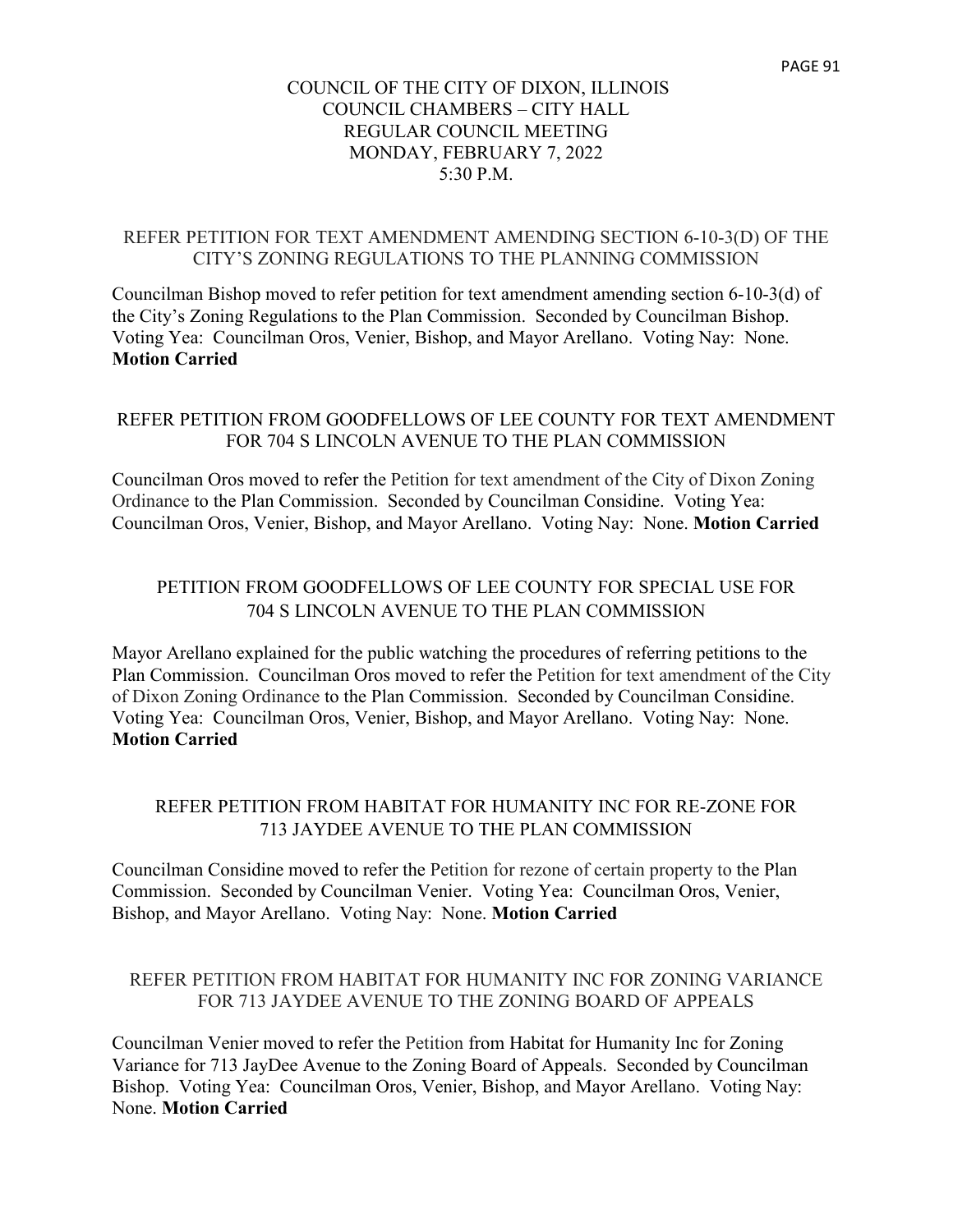# COUNCIL OF THE CITY OF DIXON, ILLINOIS
# COUNCIL CHAMBERS – CITY HALL
# REGULAR COUNCIL MEETING
# MONDAY, FEBRUARY 7, 2022
# 5:30 P.M.

## REFER PETITION FOR TEXT AMENDMENT AMENDING SECTION 6-10-3(D) OF THE CITY'S ZONING REGULATIONS TO THE PLANNING COMMISSION

Councilman Bishop moved to refer petition for text amendment amending section 6-10-3(d) of the City's Zoning Regulations to the Plan Commission. Seconded by Councilman Bishop. Voting Yea: Councilman Oros, Venier, Bishop, and Mayor Arellano. Voting Nay: None. **Motion Carried**

## REFER PETITION FROM GOODFELLOWS OF LEE COUNTY FOR TEXT AMENDMENT FOR 704 S LINCOLN AVENUE TO THE PLAN COMMISSION

Councilman Oros moved to refer the Petition for text amendment of the City of Dixon Zoning Ordinance to the Plan Commission. Seconded by Councilman Considine. Voting Yea: Councilman Oros, Venier, Bishop, and Mayor Arellano. Voting Nay: None. **Motion Carried**

## PETITION FROM GOODFELLOWS OF LEE COUNTY FOR SPECIAL USE FOR 704 S LINCOLN AVENUE TO THE PLAN COMMISSION

Mayor Arellano explained for the public watching the procedures of referring petitions to the Plan Commission. Councilman Oros moved to refer the Petition for text amendment of the City of Dixon Zoning Ordinance to the Plan Commission. Seconded by Councilman Considine. Voting Yea: Councilman Oros, Venier, Bishop, and Mayor Arellano. Voting Nay: None. **Motion Carried**

## REFER PETITION FROM HABITAT FOR HUMANITY INC FOR RE-ZONE FOR 713 JAYDEE AVENUE TO THE PLAN COMMISSION

Councilman Considine moved to refer the Petition for rezone of certain property to the Plan Commission. Seconded by Councilman Venier. Voting Yea: Councilman Oros, Venier, Bishop, and Mayor Arellano. Voting Nay: None. **Motion Carried**

## REFER PETITION FROM HABITAT FOR HUMANITY INC FOR ZONING VARIANCE FOR 713 JAYDEE AVENUE TO THE ZONING BOARD OF APPEALS

Councilman Venier moved to refer the Petition from Habitat for Humanity Inc for Zoning Variance for 713 JayDee Avenue to the Zoning Board of Appeals. Seconded by Councilman Bishop. Voting Yea: Councilman Oros, Venier, Bishop, and Mayor Arellano. Voting Nay: None. **Motion Carried**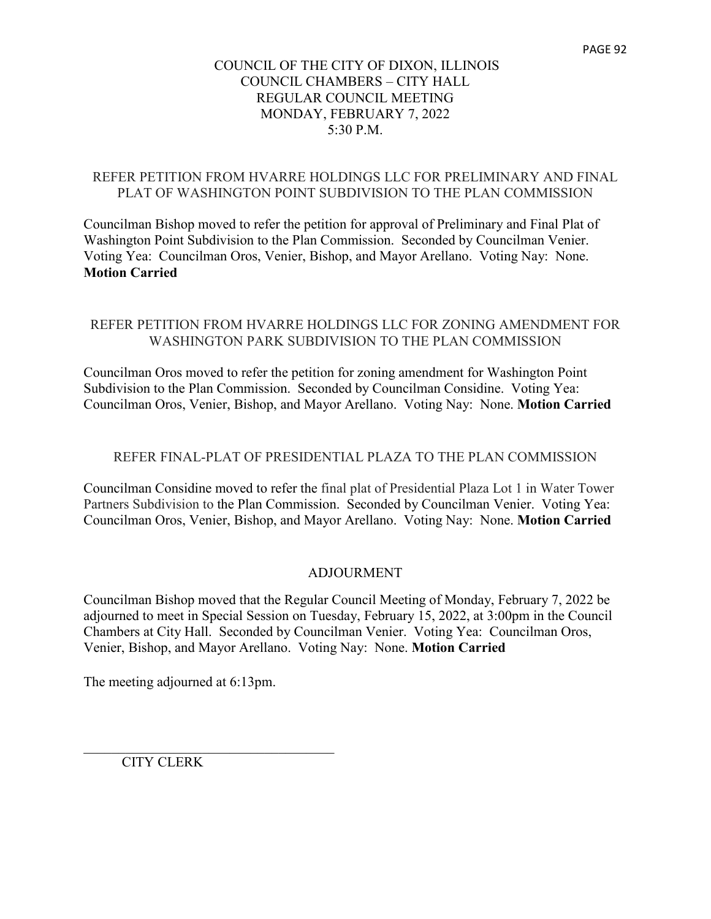COUNCIL OF THE CITY OF DIXON, ILLINOIS
COUNCIL CHAMBERS – CITY HALL
REGULAR COUNCIL MEETING
MONDAY, FEBRUARY 7, 2022
5:30 P.M.

REFER PETITION FROM HVARRE HOLDINGS LLC FOR PRELIMINARY AND FINAL PLAT OF WASHINGTON POINT SUBDIVISION TO THE PLAN COMMISSION

Councilman Bishop moved to refer the petition for approval of Preliminary and Final Plat of Washington Point Subdivision to the Plan Commission. Seconded by Councilman Venier. Voting Yea: Councilman Oros, Venier, Bishop, and Mayor Arellano. Voting Nay: None. **Motion Carried**

REFER PETITION FROM HVARRE HOLDINGS LLC FOR ZONING AMENDMENT FOR WASHINGTON PARK SUBDIVISION TO THE PLAN COMMISSION

Councilman Oros moved to refer the petition for zoning amendment for Washington Point Subdivision to the Plan Commission. Seconded by Councilman Considine. Voting Yea: Councilman Oros, Venier, Bishop, and Mayor Arellano. Voting Nay: None. **Motion Carried**

REFER FINAL-PLAT OF PRESIDENTIAL PLAZA TO THE PLAN COMMISSION

Councilman Considine moved to refer the final plat of Presidential Plaza Lot 1 in Water Tower Partners Subdivision to the Plan Commission. Seconded by Councilman Venier. Voting Yea: Councilman Oros, Venier, Bishop, and Mayor Arellano. Voting Nay: None. **Motion Carried**

ADJOURMENT

Councilman Bishop moved that the Regular Council Meeting of Monday, February 7, 2022 be adjourned to meet in Special Session on Tuesday, February 15, 2022, at 3:00pm in the Council Chambers at City Hall. Seconded by Councilman Venier. Voting Yea: Councilman Oros, Venier, Bishop, and Mayor Arellano. Voting Nay: None. **Motion Carried**

The meeting adjourned at 6:13pm.

\_\_\_\_\_\_\_\_\_\_\_\_\_\_\_\_\_\_\_\_\_\_\_\_\_\_\_\_\_\_\_\_\_\_\_\_

CITY CLERK